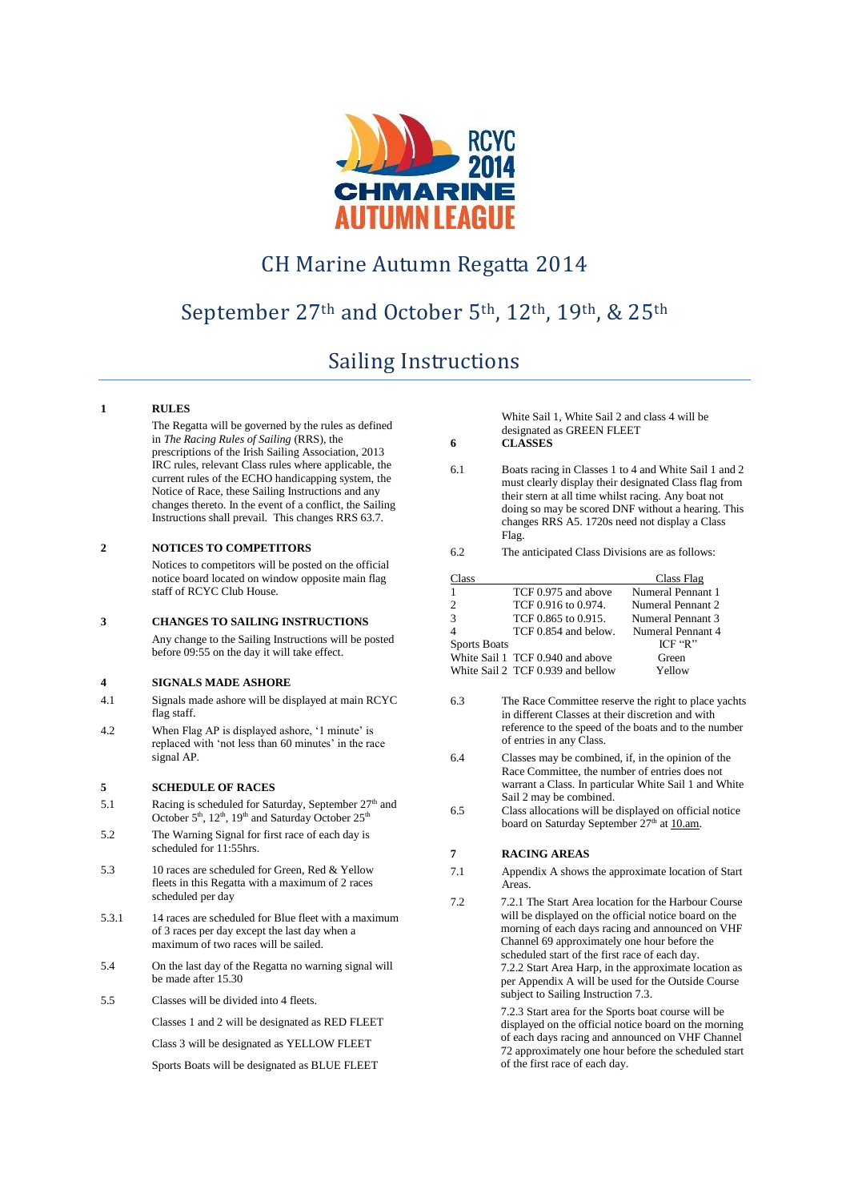RCYC 2014 CHMARINE AUTUMN LEAGUE

# CH Marine Autumn Regatta 2014

## September 27th and October 5th, 12th, 19th, & 25th

## Sailing Instructions

**1 RULES**

The Regatta will be governed by the rules as defined in *The Racing Rules of Sailing* (RRS), the prescriptions of the Irish Sailing Association, 2013 IRC rules, relevant Class rules where applicable, the current rules of the ECHO handicapping system, the Notice of Race, these Sailing Instructions and any changes thereto. In the event of a conflict, the Sailing Instructions shall prevail. This changes RRS 63.7.

**2 NOTICES TO COMPETITORS**

Notices to competitors will be posted on the official notice board located on window opposite main flag staff of RCYC Club House.

**3 CHANGES TO SAILING INSTRUCTIONS**

Any change to the Sailing Instructions will be posted before 09:55 on the day it will take effect.

**4 SIGNALS MADE ASHORE**

4.1 Signals made ashore will be displayed at main RCYC flag staff.

4.2 When Flag AP is displayed ashore, '1 minute' is replaced with 'not less than 60 minutes' in the race signal AP.

**5 SCHEDULE OF RACES**

5.1 Racing is scheduled for Saturday, September 27th and October 5th, 12th, 19th and Saturday October 25th

5.2 The Warning Signal for first race of each day is scheduled for 11:55hrs.

5.3 10 races are scheduled for Green, Red & Yellow fleets in this Regatta with a maximum of 2 races scheduled per day

5.3.1 14 races are scheduled for Blue fleet with a maximum of 3 races per day except the last day when a maximum of two races will be sailed.

5.4 On the last day of the Regatta no warning signal will be made after 15.30

5.5 Classes will be divided into 4 fleets.

Classes 1 and 2 will be designated as RED FLEET

Class 3 will be designated as YELLOW FLEET

Sports Boats will be designated as BLUE FLEET

White Sail 1, White Sail 2 and class 4 will be designated as GREEN FLEET

**6 CLASSES**

6.1 Boats racing in Classes 1 to 4 and White Sail 1 and 2 must clearly display their designated Class flag from their stern at all time whilst racing. Any boat not doing so may be scored DNF without a hearing. This changes RRS A5. 1720s need not display a Class Flag.

6.2 The anticipated Class Divisions are as follows:

| Class | | Class Flag |
|---|---|---|
| 1 | TCF 0.975 and above | Numeral Pennant 1 |
| 2 | TCF 0.916 to 0.974. | Numeral Pennant 2 |
| 3 | TCF 0.865 to 0.915. | Numeral Pennant 3 |
| 4 | TCF 0.854 and below. | Numeral Pennant 4 |
| Sports Boats | | ICF "R" |
| White Sail 1 | TCF 0.940 and above | Green |
| White Sail 2 | TCF 0.939 and bellow | Yellow |

6.3 The Race Committee reserve the right to place yachts in different Classes at their discretion and with reference to the speed of the boats and to the number of entries in any Class.

6.4 Classes may be combined, if, in the opinion of the Race Committee, the number of entries does not warrant a Class. In particular White Sail 1 and White Sail 2 may be combined.

6.5 Class allocations will be displayed on official notice board on Saturday September 27th at 10.am.

**7 RACING AREAS**

7.1 Appendix A shows the approximate location of Start Areas.

7.2 7.2.1 The Start Area location for the Harbour Course will be displayed on the official notice board on the morning of each days racing and announced on VHF Channel 69 approximately one hour before the scheduled start of the first race of each day.

7.2.2 Start Area Harp, in the approximate location as per Appendix A will be used for the Outside Course subject to Sailing Instruction 7.3.

7.2.3 Start area for the Sports boat course will be displayed on the official notice board on the morning of each days racing and announced on VHF Channel 72 approximately one hour before the scheduled start of the first race of each day.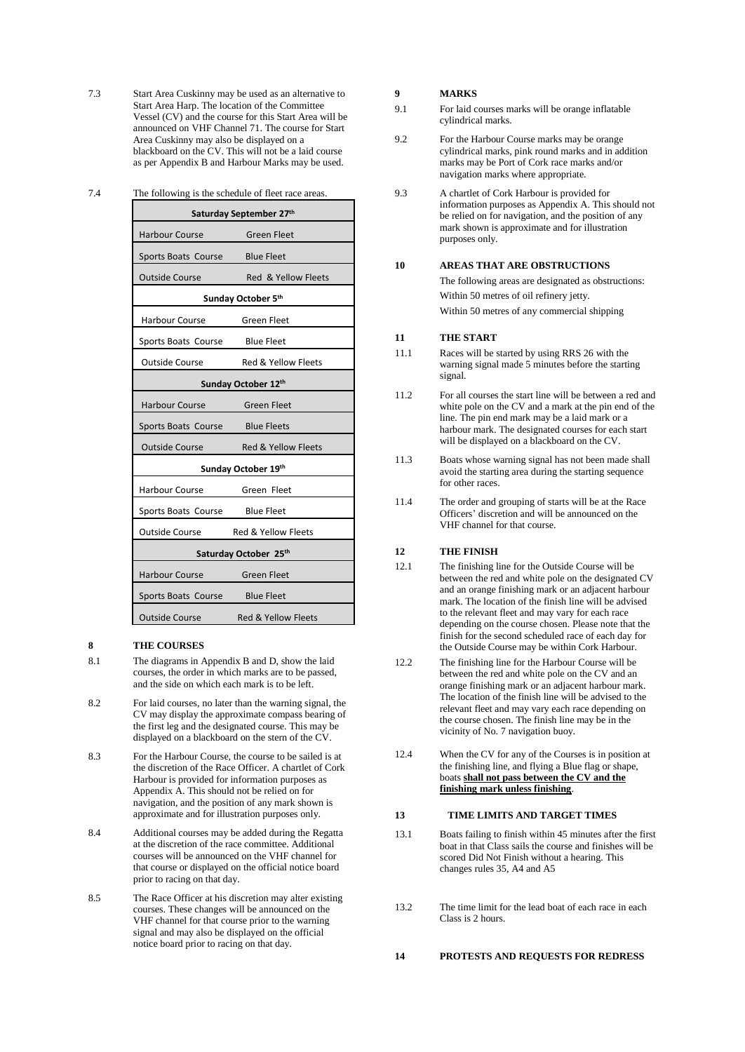7.3 Start Area Cuskinny may be used as an alternative to Start Area Harp. The location of the Committee Vessel (CV) and the course for this Start Area will be announced on VHF Channel 71. The course for Start Area Cuskinny may also be displayed on a blackboard on the CV. This will not be a laid course as per Appendix B and Harbour Marks may be used.

7.4 The following is the schedule of fleet race areas.

| Saturday September 27th | |
|---|---|
| Harbour Course | Green Fleet |
| Sports Boats Course | Blue Fleet |
| Outside Course | Red & Yellow Fleets |
| **Sunday October 5th** | |
| Harbour Course | Green Fleet |
| Sports Boats Course | Blue Fleet |
| Outside Course | Red & Yellow Fleets |
| **Sunday October 12th** | |
| Harbour Course | Green Fleet |
| Sports Boats Course | Blue Fleets |
| Outside Course | Red & Yellow Fleets |
| **Sunday October 19th** | |
| Harbour Course | Green Fleet |
| Sports Boats Course | Blue Fleet |
| Outside Course | Red & Yellow Fleets |
| **Saturday October 25th** | |
| Harbour Course | Green Fleet |
| Sports Boats Course | Blue Fleet |
| Outside Course | Red & Yellow Fleets |

## 8 THE COURSES

8.1 The diagrams in Appendix B and D, show the laid courses, the order in which marks are to be passed, and the side on which each mark is to be left.

8.2 For laid courses, no later than the warning signal, the CV may display the approximate compass bearing of the first leg and the designated course. This may be displayed on a blackboard on the stern of the CV.

8.3 For the Harbour Course, the course to be sailed is at the discretion of the Race Officer. A chartlet of Cork Harbour is provided for information purposes as Appendix A. This should not be relied on for navigation, and the position of any mark shown is approximate and for illustration purposes only.

8.4 Additional courses may be added during the Regatta at the discretion of the race committee. Additional courses will be announced on the VHF channel for that course or displayed on the official notice board prior to racing on that day.

8.5 The Race Officer at his discretion may alter existing courses. These changes will be announced on the VHF channel for that course prior to the warning signal and may also be displayed on the official notice board prior to racing on that day.

## 9 MARKS

9.1 For laid courses marks will be orange inflatable cylindrical marks.

9.2 For the Harbour Course marks may be orange cylindrical marks, pink round marks and in addition marks may be Port of Cork race marks and/or navigation marks where appropriate.

9.3 A chartlet of Cork Harbour is provided for information purposes as Appendix A. This should not be relied on for navigation, and the position of any mark shown is approximate and for illustration purposes only.

## 10 AREAS THAT ARE OBSTRUCTIONS

The following areas are designated as obstructions:

Within 50 metres of oil refinery jetty.

Within 50 metres of any commercial shipping

## 11 THE START

11.1 Races will be started by using RRS 26 with the warning signal made 5 minutes before the starting signal.

11.2 For all courses the start line will be between a red and white pole on the CV and a mark at the pin end of the line. The pin end mark may be a laid mark or a harbour mark. The designated courses for each start will be displayed on a blackboard on the CV.

11.3 Boats whose warning signal has not been made shall avoid the starting area during the starting sequence for other races.

11.4 The order and grouping of starts will be at the Race Officers' discretion and will be announced on the VHF channel for that course.

## 12 THE FINISH

12.1 The finishing line for the Outside Course will be between the red and white pole on the designated CV and an orange finishing mark or an adjacent harbour mark. The location of the finish line will be advised to the relevant fleet and may vary for each race depending on the course chosen. Please note that the finish for the second scheduled race of each day for the Outside Course may be within Cork Harbour.

12.2 The finishing line for the Harbour Course will be between the red and white pole on the CV and an orange finishing mark or an adjacent harbour mark. The location of the finish line will be advised to the relevant fleet and may vary each race depending on the course chosen. The finish line may be in the vicinity of No. 7 navigation buoy.

12.4 When the CV for any of the Courses is in position at the finishing line, and flying a Blue flag or shape, boats **shall not pass between the CV and the finishing mark unless finishing**.

## 13 TIME LIMITS AND TARGET TIMES

13.1 Boats failing to finish within 45 minutes after the first boat in that Class sails the course and finishes will be scored Did Not Finish without a hearing. This changes rules 35, A4 and A5

13.2 The time limit for the lead boat of each race in each Class is 2 hours.

## 14 PROTESTS AND REQUESTS FOR REDRESS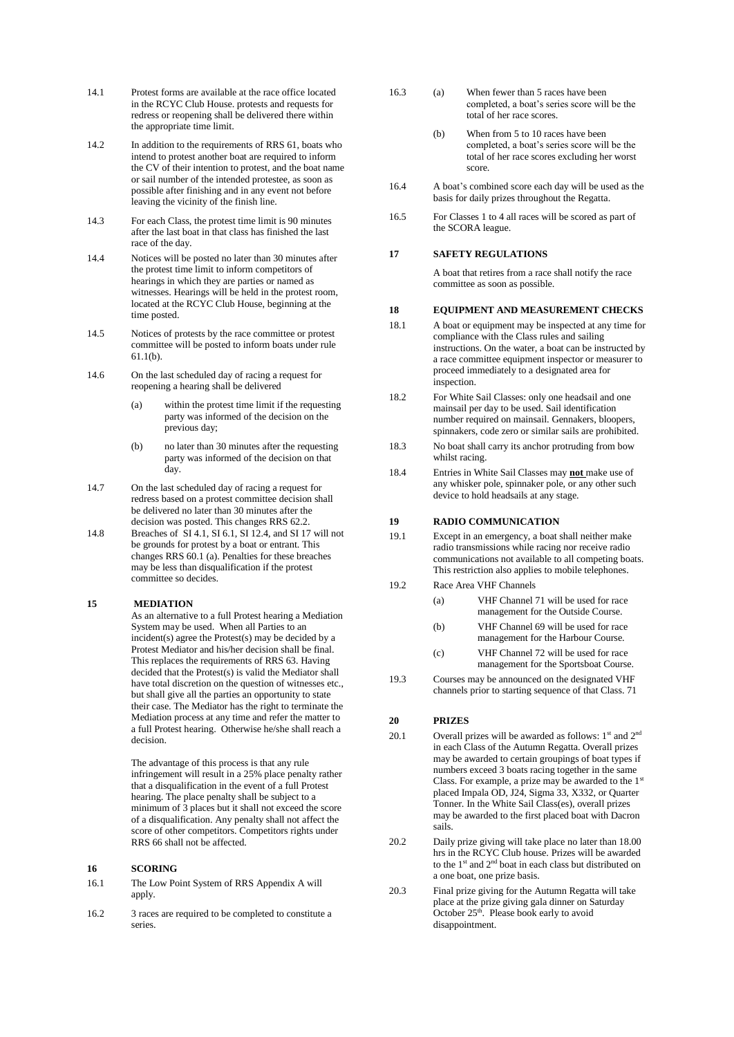14.1 Protest forms are available at the race office located in the RCYC Club House. protests and requests for redress or reopening shall be delivered there within the appropriate time limit.

14.2 In addition to the requirements of RRS 61, boats who intend to protest another boat are required to inform the CV of their intention to protest, and the boat name or sail number of the intended protestee, as soon as possible after finishing and in any event not before leaving the vicinity of the finish line.

14.3 For each Class, the protest time limit is 90 minutes after the last boat in that class has finished the last race of the day.

14.4 Notices will be posted no later than 30 minutes after the protest time limit to inform competitors of hearings in which they are parties or named as witnesses. Hearings will be held in the protest room, located at the RCYC Club House, beginning at the time posted.

14.5 Notices of protests by the race committee or protest committee will be posted to inform boats under rule 61.1(b).

14.6 On the last scheduled day of racing a request for reopening a hearing shall be delivered

(a) within the protest time limit if the requesting party was informed of the decision on the previous day;

(b) no later than 30 minutes after the requesting party was informed of the decision on that day.

14.7 On the last scheduled day of racing a request for redress based on a protest committee decision shall be delivered no later than 30 minutes after the decision was posted. This changes RRS 62.2.

14.8 Breaches of SI 4.1, SI 6.1, SI 12.4, and SI 17 will not be grounds for protest by a boat or entrant. This changes RRS 60.1 (a). Penalties for these breaches may be less than disqualification if the protest committee so decides.

## 15 MEDIATION

As an alternative to a full Protest hearing a Mediation System may be used. When all Parties to an incident(s) agree the Protest(s) may be decided by a Protest Mediator and his/her decision shall be final. This replaces the requirements of RRS 63. Having decided that the Protest(s) is valid the Mediator shall have total discretion on the question of witnesses etc., but shall give all the parties an opportunity to state their case. The Mediator has the right to terminate the Mediation process at any time and refer the matter to a full Protest hearing. Otherwise he/she shall reach a decision.

The advantage of this process is that any rule infringement will result in a 25% place penalty rather that a disqualification in the event of a full Protest hearing. The place penalty shall be subject to a minimum of 3 places but it shall not exceed the score of a disqualification. Any penalty shall not affect the score of other competitors. Competitors rights under RRS 66 shall not be affected.

## 16 SCORING

16.1 The Low Point System of RRS Appendix A will apply.

16.2 3 races are required to be completed to constitute a series.

16.3 (a) When fewer than 5 races have been completed, a boat's series score will be the total of her race scores.

(b) When from 5 to 10 races have been completed, a boat's series score will be the total of her race scores excluding her worst score.

16.4 A boat's combined score each day will be used as the basis for daily prizes throughout the Regatta.

16.5 For Classes 1 to 4 all races will be scored as part of the SCORA league.

## 17 SAFETY REGULATIONS

A boat that retires from a race shall notify the race committee as soon as possible.

## 18 EQUIPMENT AND MEASUREMENT CHECKS

18.1 A boat or equipment may be inspected at any time for compliance with the Class rules and sailing instructions. On the water, a boat can be instructed by a race committee equipment inspector or measurer to proceed immediately to a designated area for inspection.

18.2 For White Sail Classes: only one headsail and one mainsail per day to be used. Sail identification number required on mainsail. Gennakers, bloopers, spinnakers, code zero or similar sails are prohibited.

18.3 No boat shall carry its anchor protruding from bow whilst racing.

18.4 Entries in White Sail Classes may **not** make use of any whisker pole, spinnaker pole, or any other such device to hold headsails at any stage.

## 19 RADIO COMMUNICATION

19.1 Except in an emergency, a boat shall neither make radio transmissions while racing nor receive radio communications not available to all competing boats. This restriction also applies to mobile telephones.

19.2 Race Area VHF Channels

(a) VHF Channel 71 will be used for race management for the Outside Course.

(b) VHF Channel 69 will be used for race management for the Harbour Course.

(c) VHF Channel 72 will be used for race management for the Sportsboat Course.

19.3 Courses may be announced on the designated VHF channels prior to starting sequence of that Class. 71

## 20 PRIZES

20.1 Overall prizes will be awarded as follows: 1st and 2nd in each Class of the Autumn Regatta. Overall prizes may be awarded to certain groupings of boat types if numbers exceed 3 boats racing together in the same Class. For example, a prize may be awarded to the 1st placed Impala OD, J24, Sigma 33, X332, or Quarter Tonner. In the White Sail Class(es), overall prizes may be awarded to the first placed boat with Dacron sails.

20.2 Daily prize giving will take place no later than 18.00 hrs in the RCYC Club house. Prizes will be awarded to the 1st and 2nd boat in each class but distributed on a one boat, one prize basis.

20.3 Final prize giving for the Autumn Regatta will take place at the prize giving gala dinner on Saturday October 25th. Please book early to avoid disappointment.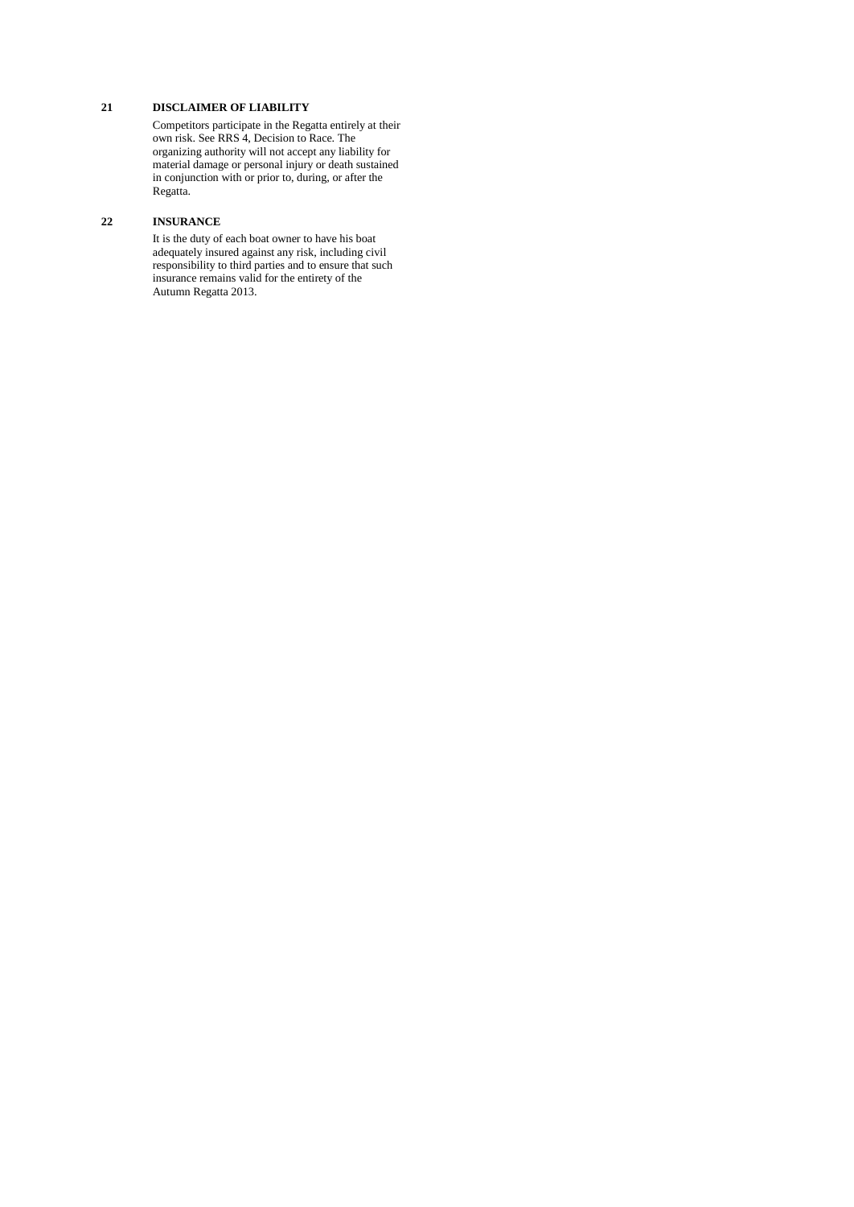## 21 DISCLAIMER OF LIABILITY

Competitors participate in the Regatta entirely at their own risk. See RRS 4, Decision to Race. The organizing authority will not accept any liability for material damage or personal injury or death sustained in conjunction with or prior to, during, or after the Regatta.

## 22 INSURANCE

It is the duty of each boat owner to have his boat adequately insured against any risk, including civil responsibility to third parties and to ensure that such insurance remains valid for the entirety of the Autumn Regatta 2013.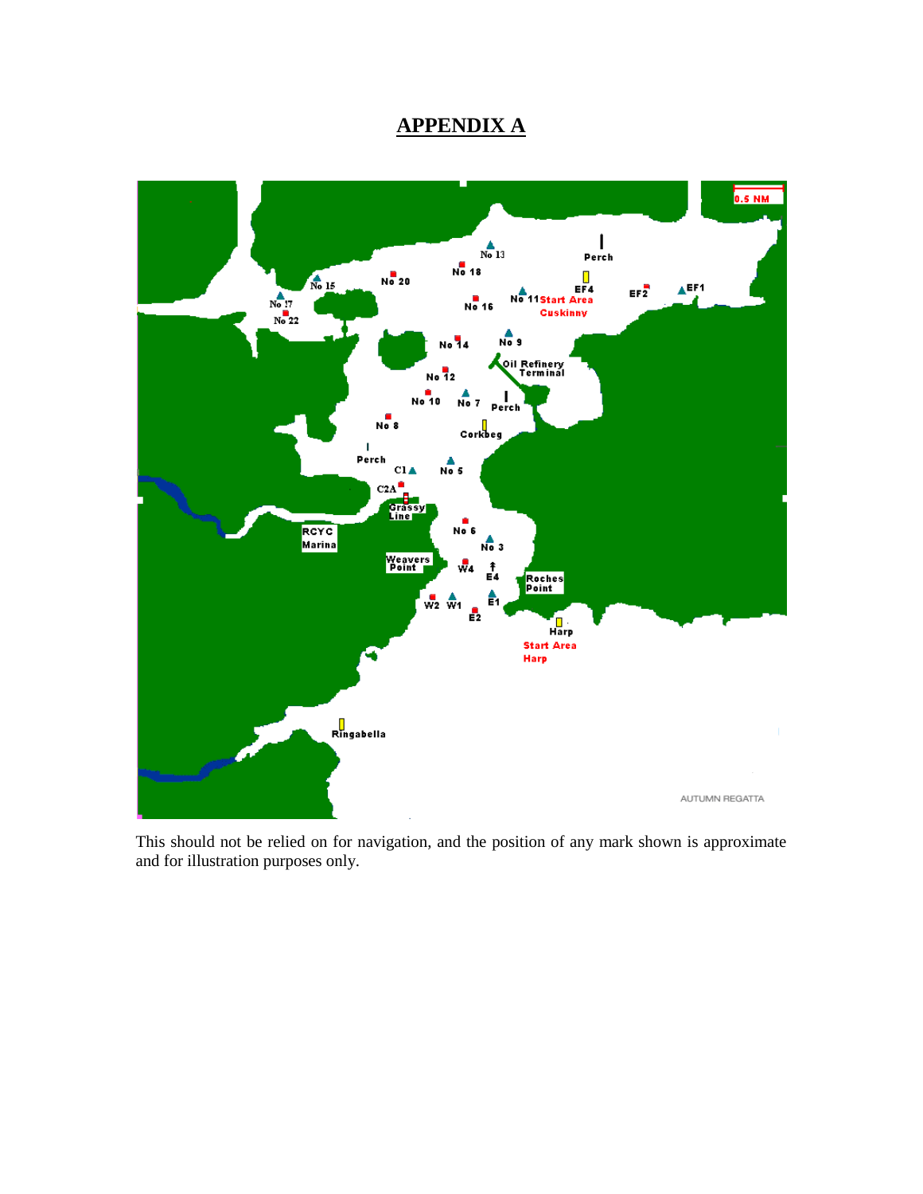## APPENDIX A

This should not be relied on for navigation, and the position of any mark shown is approximate and for illustration purposes only.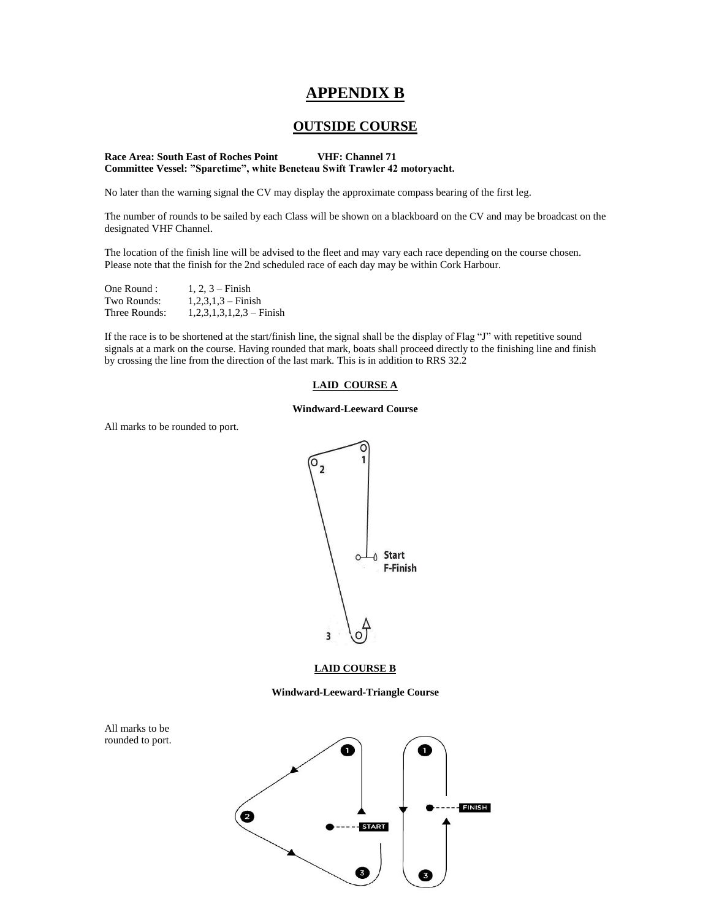# APPENDIX B

## OUTSIDE COURSE

**Race Area: South East of Roches Point VHF: Channel 71**
**Committee Vessel: "Sparetime", white Beneteau Swift Trawler 42 motoryacht.**

No later than the warning signal the CV may display the approximate compass bearing of the first leg.

The number of rounds to be sailed by each Class will be shown on a blackboard on the CV and may be broadcast on the designated VHF Channel.

The location of the finish line will be advised to the fleet and may vary each race depending on the course chosen. Please note that the finish for the 2nd scheduled race of each day may be within Cork Harbour.

| | |
|---|---|
| One Round : | 1, 2, 3 – Finish |
| Two Rounds: | 1,2,3,1,3 – Finish |
| Three Rounds: | 1,2,3,1,3,1,2,3 – Finish |

If the race is to be shortened at the start/finish line, the signal shall be the display of Flag "J" with repetitive sound signals at a mark on the course. Having rounded that mark, boats shall proceed directly to the finishing line and finish by crossing the line from the direction of the last mark. This is in addition to RRS 32.2

### LAID COURSE A

**Windward-Leeward Course**

All marks to be rounded to port.

### LAID COURSE B

**Windward-Leeward-Triangle Course**

All marks to be rounded to port.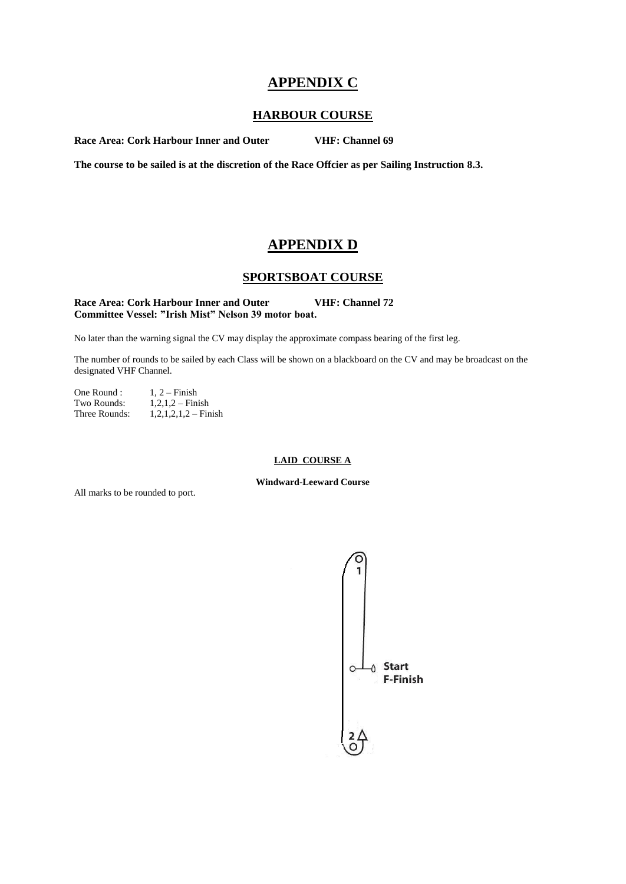# APPENDIX C

## HARBOUR COURSE

**Race Area: Cork Harbour Inner and Outer VHF: Channel 69**

**The course to be sailed is at the discretion of the Race Offcier as per Sailing Instruction 8.3.**

# APPENDIX D

## SPORTSBOAT COURSE

**Race Area: Cork Harbour Inner and Outer VHF: Channel 72**
**Committee Vessel: "Irish Mist" Nelson 39 motor boat.**

No later than the warning signal the CV may display the approximate compass bearing of the first leg.

The number of rounds to be sailed by each Class will be shown on a blackboard on the CV and may be broadcast on the designated VHF Channel.

One Round : 1, 2 – Finish
Two Rounds: 1,2,1,2 – Finish
Three Rounds: 1,2,1,2,1,2 – Finish

**LAID COURSE A**

**Windward-Leeward Course**

All marks to be rounded to port.

1

Start
F-Finish

2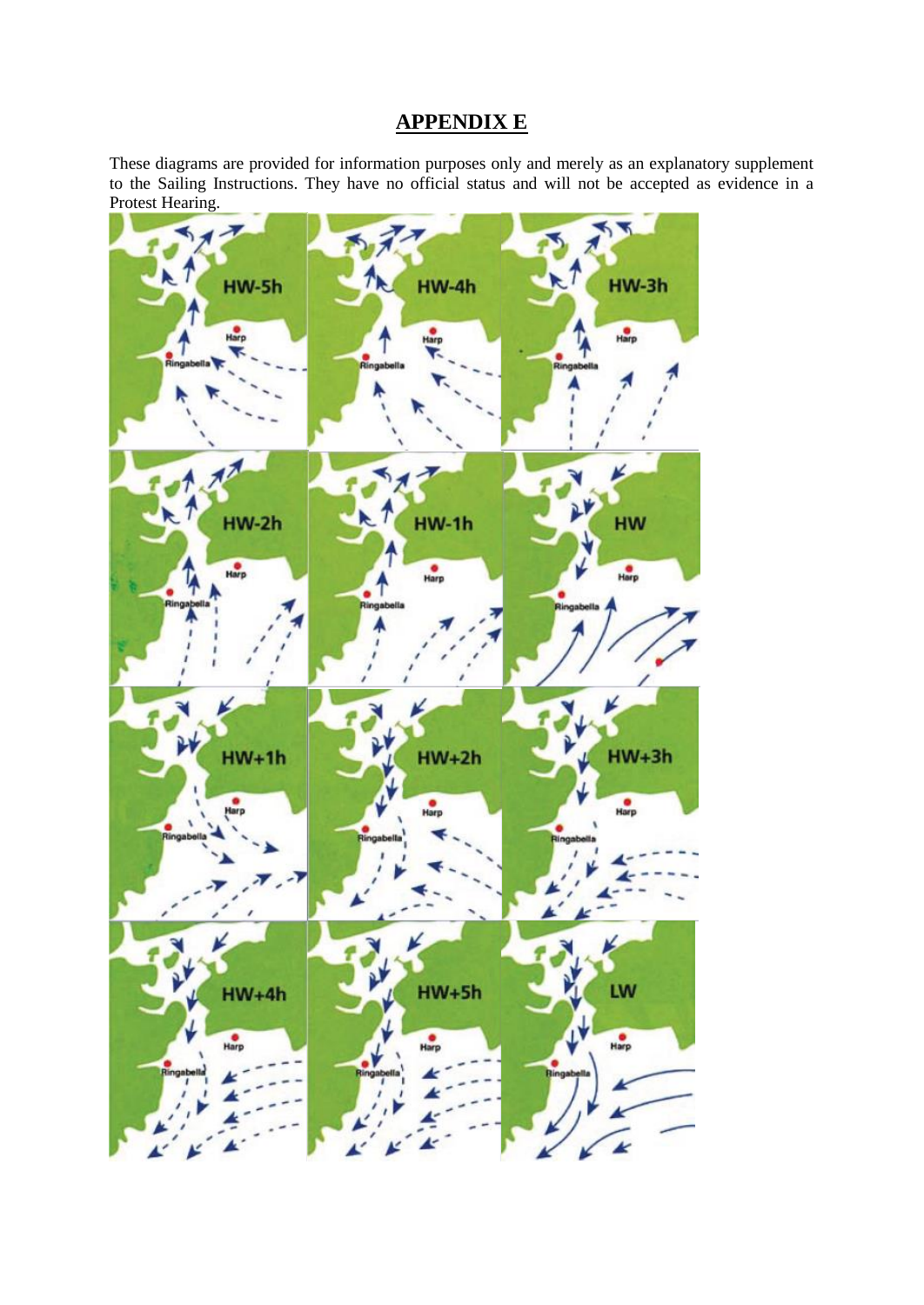## APPENDIX E

These diagrams are provided for information purposes only and merely as an explanatory supplement to the Sailing Instructions. They have no official status and will not be accepted as evidence in a Protest Hearing.

HW-5h
Harp
Ringabella

HW-4h
Harp
Ringabella

HW-3h
Harp
Ringabella

HW-2h
Harp
Ringabella

HW-1h
Harp
Ringabella

HW
Harp
Ringabella

HW+1h
Harp
Ringabella

HW+2h
Harp
Ringabella

HW+3h
Harp
Ringabella

HW+4h
Harp
Ringabella

HW+5h
Harp
Ringabella

LW
Harp
Ringabella